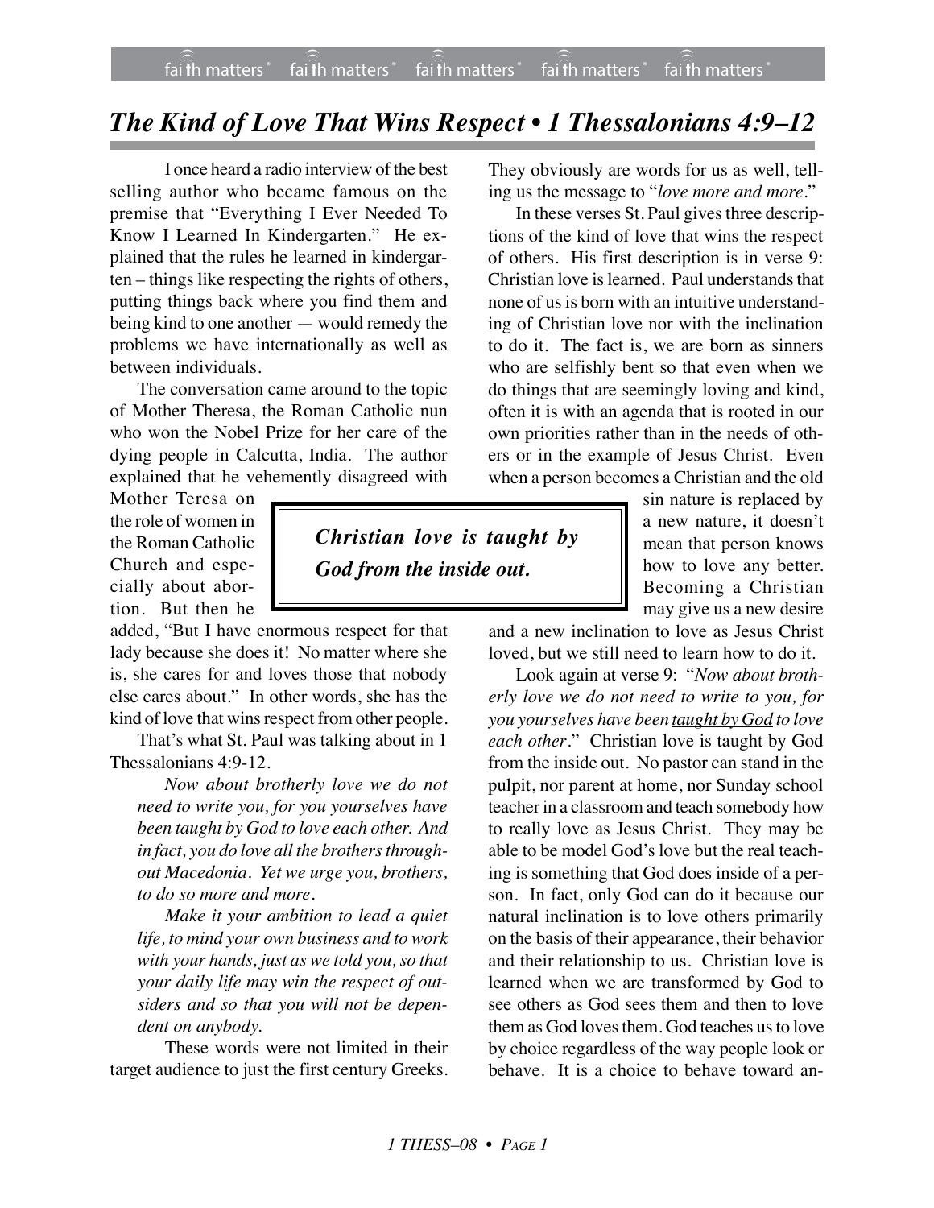# *The Kind of Love That Wins Respect • 1 Thessalonians 4:9–12*

I once heard a radio interview of the best selling author who became famous on the premise that "Everything I Ever Needed To Know I Learned In Kindergarten." He explained that the rules he learned in kindergarten – things like respecting the rights of others, putting things back where you find them and being kind to one another — would remedy the problems we have internationally as well as between individuals.

The conversation came around to the topic of Mother Theresa, the Roman Catholic nun who won the Nobel Prize for her care of the dying people in Calcutta, India. The author explained that he vehemently disagreed with Mother Teresa on the role of women in the Roman Catholic Church and especially about abortion. But then he added, "But I have enormous respect for that lady because she does it! No matter where she is, she cares for and loves those that nobody else cares about." In other words, she has the kind of love that wins respect from other people.

That's what St. Paul was talking about in 1 Thessalonians 4:9-12.

> *Now about brotherly love we do not need to write you, for you yourselves have been taught by God to love each other. And in fact, you do love all the brothers throughout Macedonia. Yet we urge you, brothers, to do so more and more.*
>
> *Make it your ambition to lead a quiet life, to mind your own business and to work with your hands, just as we told you, so that your daily life may win the respect of outsiders and so that you will not be dependent on anybody.*

These words were not limited in their target audience to just the first century Greeks. They obviously are words for us as well, telling us the message to "*love more and more*."

In these verses St. Paul gives three descriptions of the kind of love that wins the respect of others. His first description is in verse 9: Christian love is learned. Paul understands that none of us is born with an intuitive understanding of Christian love nor with the inclination to do it. The fact is, we are born as sinners who are selfishly bent so that even when we do things that are seemingly loving and kind, often it is with an agenda that is rooted in our own priorities rather than in the needs of others or in the example of Jesus Christ. Even when a person becomes a Christian and the old sin nature is replaced by a new nature, it doesn't mean that person knows how to love any better. Becoming a Christian may give us a new desire and a new inclination to love as Jesus Christ loved, but we still need to learn how to do it.

> ***Christian love is taught by God from the inside out.***

Look again at verse 9: "*Now about brotherly love we do not need to write to you, for you yourselves have been taught by God to love each other*." Christian love is taught by God from the inside out. No pastor can stand in the pulpit, nor parent at home, nor Sunday school teacher in a classroom and teach somebody how to really love as Jesus Christ. They may be able to be model God's love but the real teaching is something that God does inside of a person. In fact, only God can do it because our natural inclination is to love others primarily on the basis of their appearance, their behavior and their relationship to us. Christian love is learned when we are transformed by God to see others as God sees them and then to love them as God loves them. God teaches us to love by choice regardless of the way people look or behave. It is a choice to behave toward an-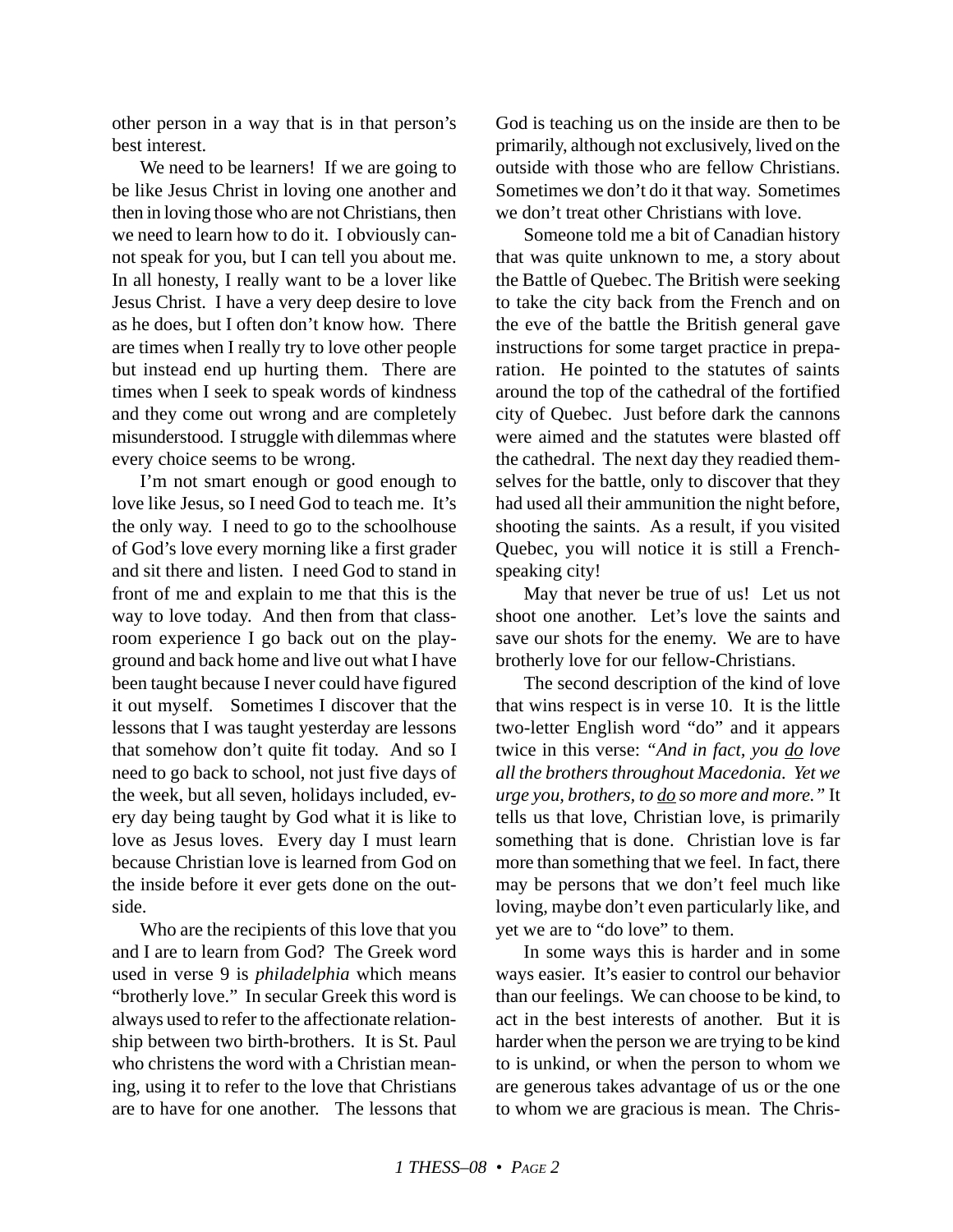other person in a way that is in that person's best interest.

We need to be learners! If we are going to be like Jesus Christ in loving one another and then in loving those who are not Christians, then we need to learn how to do it. I obviously cannot speak for you, but I can tell you about me. In all honesty, I really want to be a lover like Jesus Christ. I have a very deep desire to love as he does, but I often don't know how. There are times when I really try to love other people but instead end up hurting them. There are times when I seek to speak words of kindness and they come out wrong and are completely misunderstood. I struggle with dilemmas where every choice seems to be wrong.

I'm not smart enough or good enough to love like Jesus, so I need God to teach me. It's the only way. I need to go to the schoolhouse of God's love every morning like a first grader and sit there and listen. I need God to stand in front of me and explain to me that this is the way to love today. And then from that classroom experience I go back out on the playground and back home and live out what I have been taught because I never could have figured it out myself. Sometimes I discover that the lessons that I was taught yesterday are lessons that somehow don't quite fit today. And so I need to go back to school, not just five days of the week, but all seven, holidays included, every day being taught by God what it is like to love as Jesus loves. Every day I must learn because Christian love is learned from God on the inside before it ever gets done on the outside.

Who are the recipients of this love that you and I are to learn from God? The Greek word used in verse 9 is *philadelphia* which means "brotherly love." In secular Greek this word is always used to refer to the affectionate relationship between two birth-brothers. It is St. Paul who christens the word with a Christian meaning, using it to refer to the love that Christians are to have for one another. The lessons that God is teaching us on the inside are then to be primarily, although not exclusively, lived on the outside with those who are fellow Christians. Sometimes we don't do it that way. Sometimes we don't treat other Christians with love.

Someone told me a bit of Canadian history that was quite unknown to me, a story about the Battle of Quebec. The British were seeking to take the city back from the French and on the eve of the battle the British general gave instructions for some target practice in preparation. He pointed to the statutes of saints around the top of the cathedral of the fortified city of Quebec. Just before dark the cannons were aimed and the statutes were blasted off the cathedral. The next day they readied themselves for the battle, only to discover that they had used all their ammunition the night before, shooting the saints. As a result, if you visited Quebec, you will notice it is still a French-speaking city!

May that never be true of us! Let us not shoot one another. Let's love the saints and save our shots for the enemy. We are to have brotherly love for our fellow-Christians.

The second description of the kind of love that wins respect is in verse 10. It is the little two-letter English word "do" and it appears twice in this verse: *"And in fact, you <u>do</u> love all the brothers throughout Macedonia. Yet we urge you, brothers, to <u>do</u> so more and more."* It tells us that love, Christian love, is primarily something that is done. Christian love is far more than something that we feel. In fact, there may be persons that we don't feel much like loving, maybe don't even particularly like, and yet we are to "do love" to them.

In some ways this is harder and in some ways easier. It's easier to control our behavior than our feelings. We can choose to be kind, to act in the best interests of another. But it is harder when the person we are trying to be kind to is unkind, or when the person to whom we are generous takes advantage of us or the one to whom we are gracious is mean. The Chris-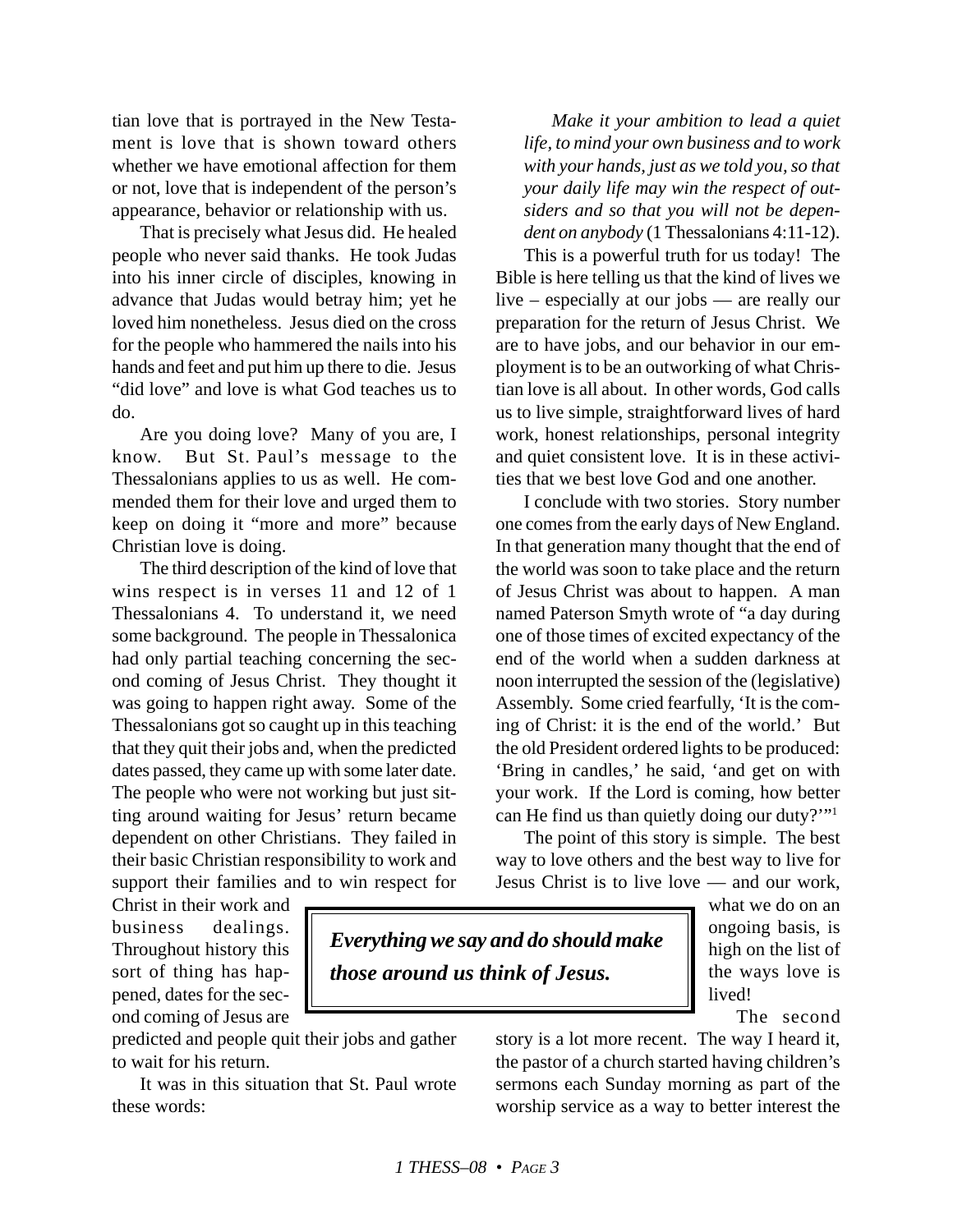tian love that is portrayed in the New Testament is love that is shown toward others whether we have emotional affection for them or not, love that is independent of the person's appearance, behavior or relationship with us.

That is precisely what Jesus did. He healed people who never said thanks. He took Judas into his inner circle of disciples, knowing in advance that Judas would betray him; yet he loved him nonetheless. Jesus died on the cross for the people who hammered the nails into his hands and feet and put him up there to die. Jesus "did love" and love is what God teaches us to do.

Are you doing love? Many of you are, I know. But St. Paul's message to the Thessalonians applies to us as well. He commended them for their love and urged them to keep on doing it "more and more" because Christian love is doing.

The third description of the kind of love that wins respect is in verses 11 and 12 of 1 Thessalonians 4. To understand it, we need some background. The people in Thessalonica had only partial teaching concerning the second coming of Jesus Christ. They thought it was going to happen right away. Some of the Thessalonians got so caught up in this teaching that they quit their jobs and, when the predicted dates passed, they came up with some later date. The people who were not working but just sitting around waiting for Jesus' return became dependent on other Christians. They failed in their basic Christian responsibility to work and support their families and to win respect for Christ in their work and business dealings. Throughout history this sort of thing has happened, dates for the second coming of Jesus are predicted and people quit their jobs and gather to wait for his return.

It was in this situation that St. Paul wrote these words:

*Make it your ambition to lead a quiet life, to mind your own business and to work with your hands, just as we told you, so that your daily life may win the respect of outsiders and so that you will not be dependent on anybody* (1 Thessalonians 4:11-12).

This is a powerful truth for us today! The Bible is here telling us that the kind of lives we live – especially at our jobs — are really our preparation for the return of Jesus Christ. We are to have jobs, and our behavior in our employment is to be an outworking of what Christian love is all about. In other words, God calls us to live simple, straightforward lives of hard work, honest relationships, personal integrity and quiet consistent love. It is in these activities that we best love God and one another.

I conclude with two stories. Story number one comes from the early days of New England. In that generation many thought that the end of the world was soon to take place and the return of Jesus Christ was about to happen. A man named Paterson Smyth wrote of "a day during one of those times of excited expectancy of the end of the world when a sudden darkness at noon interrupted the session of the (legislative) Assembly. Some cried fearfully, 'It is the coming of Christ: it is the end of the world.' But the old President ordered lights to be produced: 'Bring in candles,' he said, 'and get on with your work. If the Lord is coming, how better can He find us than quietly doing our duty?'"[1]

The point of this story is simple. The best way to love others and the best way to live for Jesus Christ is to live love — and our work, what we do on an ongoing basis, is high on the list of the ways love is lived!

> ***Everything we say and do should make those around us think of Jesus.***

The second story is a lot more recent. The way I heard it, the pastor of a church started having children's sermons each Sunday morning as part of the worship service as a way to better interest the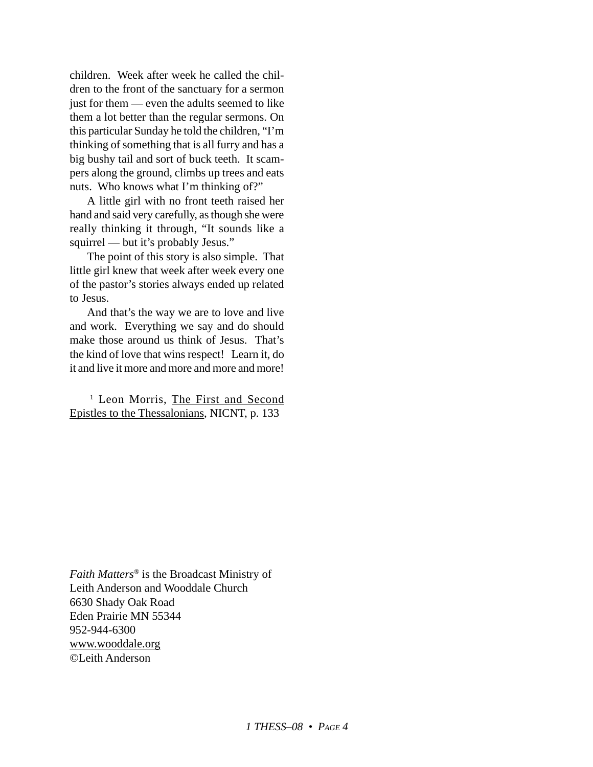children. Week after week he called the children to the front of the sanctuary for a sermon just for them — even the adults seemed to like them a lot better than the regular sermons. On this particular Sunday he told the children, "I'm thinking of something that is all furry and has a big bushy tail and sort of buck teeth. It scampers along the ground, climbs up trees and eats nuts. Who knows what I'm thinking of?"

A little girl with no front teeth raised her hand and said very carefully, as though she were really thinking it through, "It sounds like a squirrel — but it's probably Jesus."

The point of this story is also simple. That little girl knew that week after week every one of the pastor's stories always ended up related to Jesus.

And that's the way we are to love and live and work. Everything we say and do should make those around us think of Jesus. That's the kind of love that wins respect! Learn it, do it and live it more and more and more and more!

[1] Leon Morris, The First and Second Epistles to the Thessalonians, NICNT, p. 133

*Faith Matters*® is the Broadcast Ministry of
Leith Anderson and Wooddale Church
6630 Shady Oak Road
Eden Prairie MN 55344
952-944-6300
www.wooddale.org
©Leith Anderson